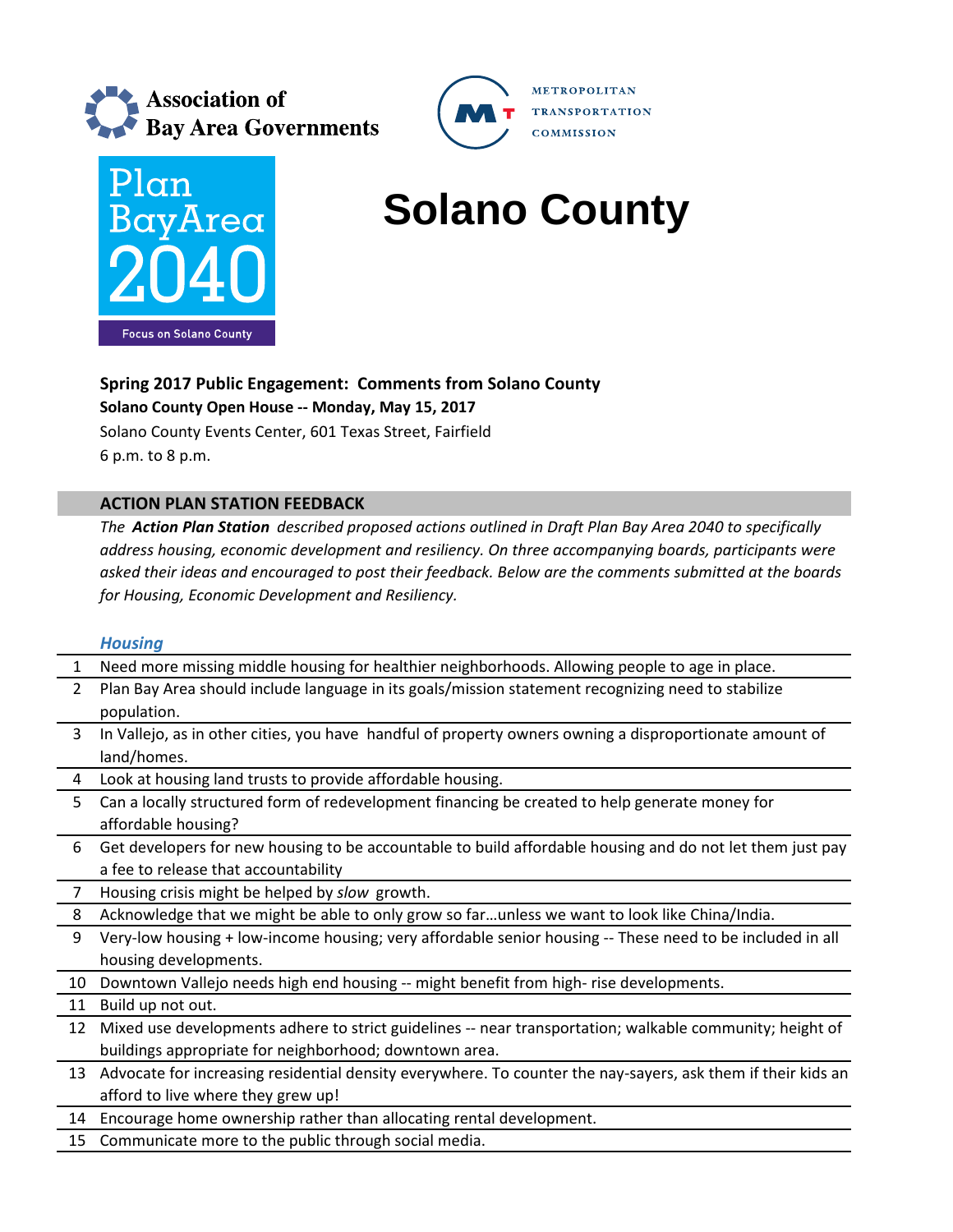Association of Bay Area Governments

METROPOLITAN TRANSPORTATION COMMISSION

Plan Bay Area 2040

Focus on Solano County

# Solano County

**Spring 2017 Public Engagement: Comments from Solano County**

**Solano County Open House -- Monday, May 15, 2017**

Solano County Events Center, 601 Texas Street, Fairfield

6 p.m. to 8 p.m.

## ACTION PLAN STATION FEEDBACK

*The **Action Plan Station** described proposed actions outlined in Draft Plan Bay Area 2040 to specifically address housing, economic development and resiliency. On three accompanying boards, participants were asked their ideas and encouraged to post their feedback. Below are the comments submitted at the boards for Housing, Economic Development and Resiliency.*

### *Housing*

| # | Comment |
|---|---|
| 1 | Need more missing middle housing for healthier neighborhoods. Allowing people to age in place. |
| 2 | Plan Bay Area should include language in its goals/mission statement recognizing need to stabilize population. |
| 3 | In Vallejo, as in other cities, you have handful of property owners owning a disproportionate amount of land/homes. |
| 4 | Look at housing land trusts to provide affordable housing. |
| 5 | Can a locally structured form of redevelopment financing be created to help generate money for affordable housing? |
| 6 | Get developers for new housing to be accountable to build affordable housing and do not let them just pay a fee to release that accountability |
| 7 | Housing crisis might be helped by *slow* growth. |
| 8 | Acknowledge that we might be able to only grow so far…unless we want to look like China/India. |
| 9 | Very-low housing + low-income housing; very affordable senior housing -- These need to be included in all housing developments. |
| 10 | Downtown Vallejo needs high end housing -- might benefit from high- rise developments. |
| 11 | Build up not out. |
| 12 | Mixed use developments adhere to strict guidelines -- near transportation; walkable community; height of buildings appropriate for neighborhood; downtown area. |
| 13 | Advocate for increasing residential density everywhere. To counter the nay-sayers, ask them if their kids an afford to live where they grew up! |
| 14 | Encourage home ownership rather than allocating rental development. |
| 15 | Communicate more to the public through social media. |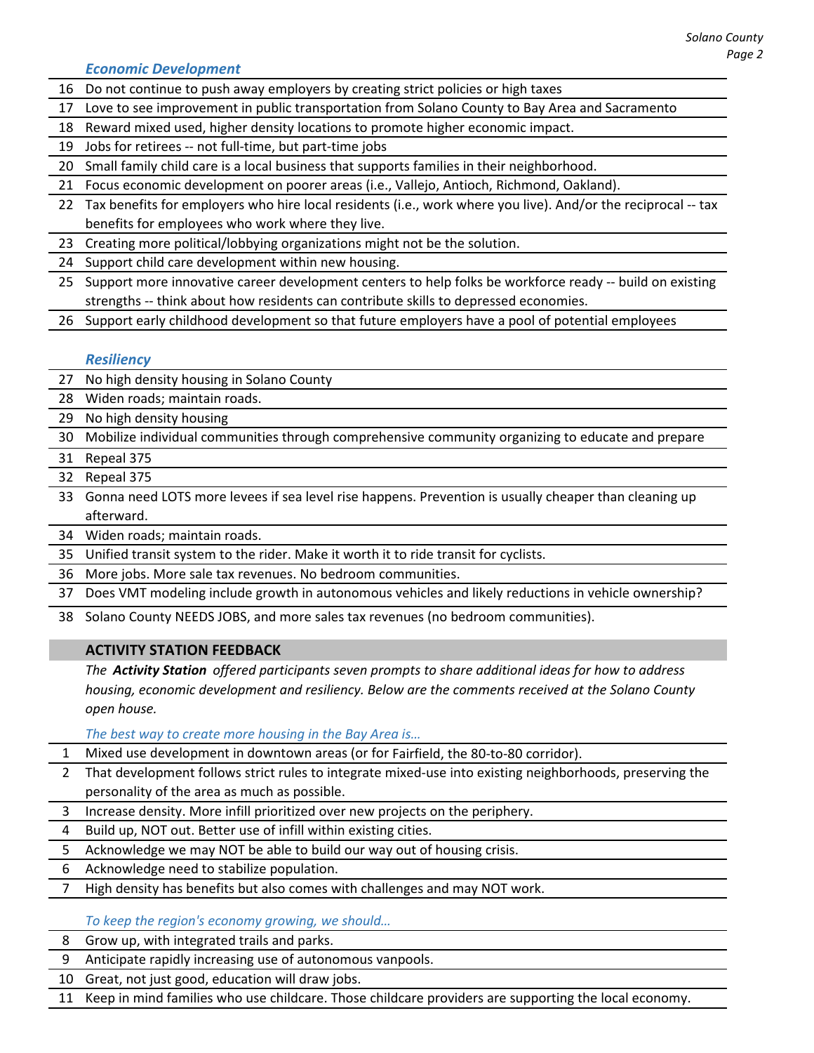### *Economic Development*

| | |
|---|---|
| 16 | Do not continue to push away employers by creating strict policies or high taxes |
| 17 | Love to see improvement in public transportation from Solano County to Bay Area and Sacramento |
| 18 | Reward mixed used, higher density locations to promote higher economic impact. |
| 19 | Jobs for retirees -- not full-time, but part-time jobs |
| 20 | Small family child care is a local business that supports families in their neighborhood. |
| 21 | Focus economic development on poorer areas (i.e., Vallejo, Antioch, Richmond, Oakland). |
| 22 | Tax benefits for employers who hire local residents (i.e., work where you live). And/or the reciprocal -- tax benefits for employees who work where they live. |
| 23 | Creating more political/lobbying organizations might not be the solution. |
| 24 | Support child care development within new housing. |
| 25 | Support more innovative career development centers to help folks be workforce ready -- build on existing strengths -- think about how residents can contribute skills to depressed economies. |
| 26 | Support early childhood development so that future employers have a pool of potential employees |

### *Resiliency*

| | |
|---|---|
| 27 | No high density housing in Solano County |
| 28 | Widen roads; maintain roads. |
| 29 | No high density housing |
| 30 | Mobilize individual communities through comprehensive community organizing to educate and prepare |
| 31 | Repeal 375 |
| 32 | Repeal 375 |
| 33 | Gonna need LOTS more levees if sea level rise happens. Prevention is usually cheaper than cleaning up afterward. |
| 34 | Widen roads; maintain roads. |
| 35 | Unified transit system to the rider. Make it worth it to ride transit for cyclists. |
| 36 | More jobs. More sale tax revenues. No bedroom communities. |
| 37 | Does VMT modeling include growth in autonomous vehicles and likely reductions in vehicle ownership? |
| 38 | Solano County NEEDS JOBS, and more sales tax revenues (no bedroom communities). |

## ACTIVITY STATION FEEDBACK

*The **Activity Station** offered participants seven prompts to share additional ideas for how to address housing, economic development and resiliency. Below are the comments received at the Solano County open house.*

*The best way to create more housing in the Bay Area is…*

| | |
|---|---|
| 1 | Mixed use development in downtown areas (or for Fairfield, the 80-to-80 corridor). |
| 2 | That development follows strict rules to integrate mixed-use into existing neighborhoods, preserving the personality of the area as much as possible. |
| 3 | Increase density. More infill prioritized over new projects on the periphery. |
| 4 | Build up, NOT out. Better use of infill within existing cities. |
| 5 | Acknowledge we may NOT be able to build our way out of housing crisis. |
| 6 | Acknowledge need to stabilize population. |
| 7 | High density has benefits but also comes with challenges and may NOT work. |

*To keep the region's economy growing, we should…*

| | |
|---|---|
| 8 | Grow up, with integrated trails and parks. |
| 9 | Anticipate rapidly increasing use of autonomous vanpools. |
| 10 | Great, not just good, education will draw jobs. |
| 11 | Keep in mind families who use childcare. Those childcare providers are supporting the local economy. |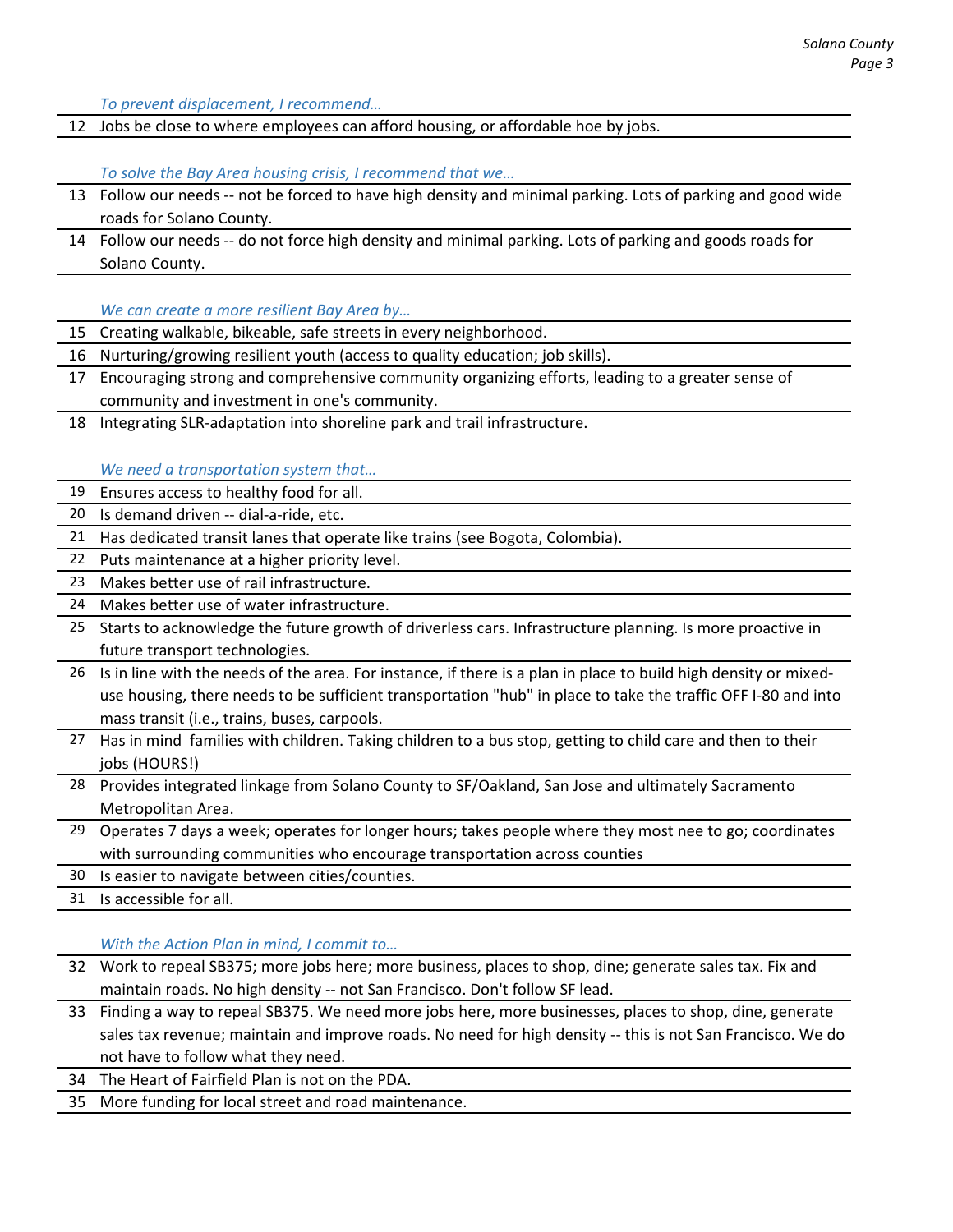*To prevent displacement, I recommend…*

| | |
|---|---|
| 12 | Jobs be close to where employees can afford housing, or affordable hoe by jobs. |

*To solve the Bay Area housing crisis, I recommend that we…*

| | |
|---|---|
| 13 | Follow our needs -- not be forced to have high density and minimal parking. Lots of parking and good wide roads for Solano County. |
| 14 | Follow our needs -- do not force high density and minimal parking. Lots of parking and goods roads for Solano County. |

*We can create a more resilient Bay Area by…*

| | |
|---|---|
| 15 | Creating walkable, bikeable, safe streets in every neighborhood. |
| 16 | Nurturing/growing resilient youth (access to quality education; job skills). |
| 17 | Encouraging strong and comprehensive community organizing efforts, leading to a greater sense of community and investment in one's community. |
| 18 | Integrating SLR-adaptation into shoreline park and trail infrastructure. |

*We need a transportation system that…*

| | |
|---|---|
| 19 | Ensures access to healthy food for all. |
| 20 | Is demand driven -- dial-a-ride, etc. |
| 21 | Has dedicated transit lanes that operate like trains (see Bogota, Colombia). |
| 22 | Puts maintenance at a higher priority level. |
| 23 | Makes better use of rail infrastructure. |
| 24 | Makes better use of water infrastructure. |
| 25 | Starts to acknowledge the future growth of driverless cars. Infrastructure planning. Is more proactive in future transport technologies. |
| 26 | Is in line with the needs of the area. For instance, if there is a plan in place to build high density or mixed-use housing, there needs to be sufficient transportation "hub" in place to take the traffic OFF I-80 and into mass transit (i.e., trains, buses, carpools. |
| 27 | Has in mind families with children. Taking children to a bus stop, getting to child care and then to their jobs (HOURS!) |
| 28 | Provides integrated linkage from Solano County to SF/Oakland, San Jose and ultimately Sacramento Metropolitan Area. |
| 29 | Operates 7 days a week; operates for longer hours; takes people where they most nee to go; coordinates with surrounding communities who encourage transportation across counties |
| 30 | Is easier to navigate between cities/counties. |
| 31 | Is accessible for all. |

*With the Action Plan in mind, I commit to…*

| | |
|---|---|
| 32 | Work to repeal SB375; more jobs here; more business, places to shop, dine; generate sales tax. Fix and maintain roads. No high density -- not San Francisco. Don't follow SF lead. |
| 33 | Finding a way to repeal SB375. We need more jobs here, more businesses, places to shop, dine, generate sales tax revenue; maintain and improve roads. No need for high density -- this is not San Francisco. We do not have to follow what they need. |
| 34 | The Heart of Fairfield Plan is not on the PDA. |
| 35 | More funding for local street and road maintenance. |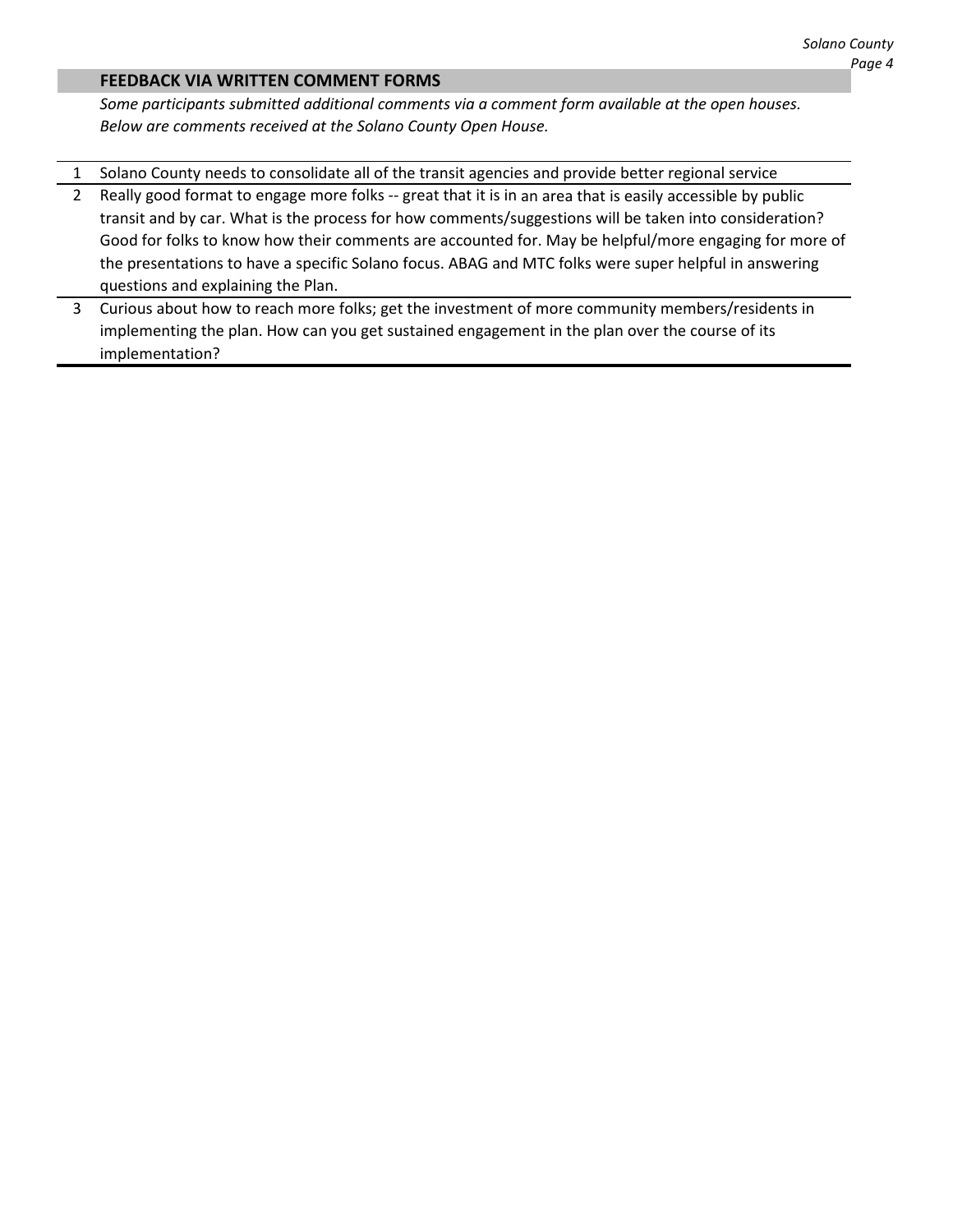## FEEDBACK VIA WRITTEN COMMENT FORMS

*Some participants submitted additional comments via a comment form available at the open houses. Below are comments received at the Solano County Open House.*

| | |
|---|---|
| 1 | Solano County needs to consolidate all of the transit agencies and provide better regional service |
| 2 | Really good format to engage more folks -- great that it is in an area that is easily accessible by public transit and by car. What is the process for how comments/suggestions will be taken into consideration? Good for folks to know how their comments are accounted for. May be helpful/more engaging for more of the presentations to have a specific Solano focus. ABAG and MTC folks were super helpful in answering questions and explaining the Plan. |
| 3 | Curious about how to reach more folks; get the investment of more community members/residents in implementing the plan. How can you get sustained engagement in the plan over the course of its implementation? |